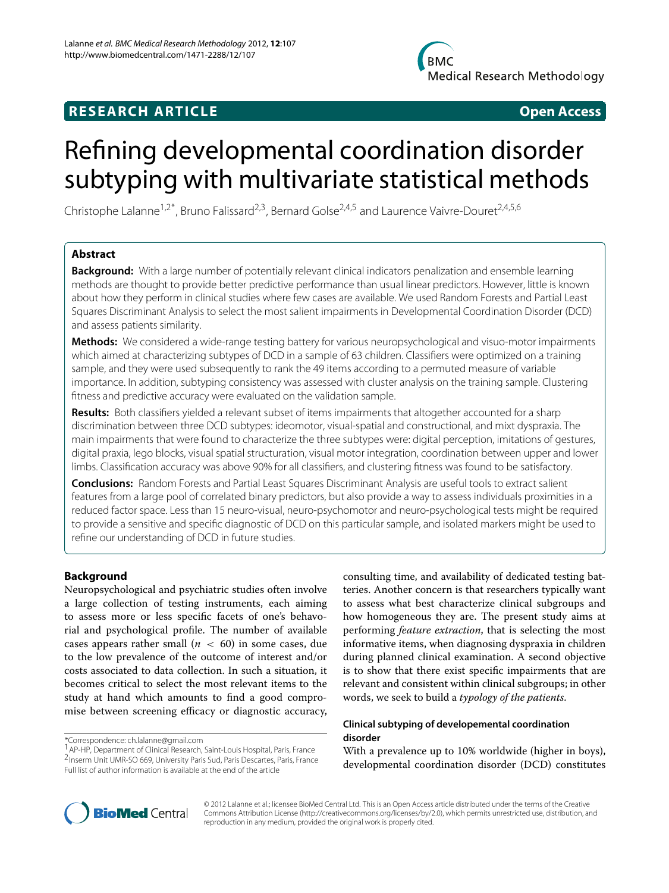**RESEARCH ARTICLE** **Open Access**

# Refining developmental coordination disorder subtyping with multivariate statistical methods

Christophe Lalanne[1,2*], Bruno Falissard[2,3], Bernard Golse[2,4,5] and Laurence Vaivre-Douret[2,4,5,6]

## Abstract

**Background:** With a large number of potentially relevant clinical indicators penalization and ensemble learning methods are thought to provide better predictive performance than usual linear predictors. However, little is known about how they perform in clinical studies where few cases are available. We used Random Forests and Partial Least Squares Discriminant Analysis to select the most salient impairments in Developmental Coordination Disorder (DCD) and assess patients similarity.

**Methods:** We considered a wide-range testing battery for various neuropsychological and visuo-motor impairments which aimed at characterizing subtypes of DCD in a sample of 63 children. Classifiers were optimized on a training sample, and they were used subsequently to rank the 49 items according to a permuted measure of variable importance. In addition, subtyping consistency was assessed with cluster analysis on the training sample. Clustering fitness and predictive accuracy were evaluated on the validation sample.

**Results:** Both classifiers yielded a relevant subset of items impairments that altogether accounted for a sharp discrimination between three DCD subtypes: ideomotor, visual-spatial and constructional, and mixt dyspraxia. The main impairments that were found to characterize the three subtypes were: digital perception, imitations of gestures, digital praxia, lego blocks, visual spatial structuration, visual motor integration, coordination between upper and lower limbs. Classification accuracy was above 90% for all classifiers, and clustering fitness was found to be satisfactory.

**Conclusions:** Random Forests and Partial Least Squares Discriminant Analysis are useful tools to extract salient features from a large pool of correlated binary predictors, but also provide a way to assess individuals proximities in a reduced factor space. Less than 15 neuro-visual, neuro-psychomotor and neuro-psychological tests might be required to provide a sensitive and specific diagnostic of DCD on this particular sample, and isolated markers might be used to refine our understanding of DCD in future studies.

## Background

Neuropsychological and psychiatric studies often involve a large collection of testing instruments, each aiming to assess more or less specific facets of one's behavorial and psychological profile. The number of available cases appears rather small ($n < 60$) in some cases, due to the low prevalence of the outcome of interest and/or costs associated to data collection. In such a situation, it becomes critical to select the most relevant items to the study at hand which amounts to find a good compromise between screening efficacy or diagnostic accuracy, consulting time, and availability of dedicated testing batteries. Another concern is that researchers typically want to assess what best characterize clinical subgroups and how homogeneous they are. The present study aims at performing *feature extraction*, that is selecting the most informative items, when diagnosing dyspraxia in children during planned clinical examination. A second objective is to show that there exist specific impairments that are relevant and consistent within clinical subgroups; in other words, we seek to build a *typology of the patients*.

### Clinical subtyping of developemental coordination disorder

With a prevalence up to 10% worldwide (higher in boys), developmental coordination disorder (DCD) constitutes

*Correspondence: ch.lalanne@gmail.com
[1] AP-HP, Department of Clinical Research, Saint-Louis Hospital, Paris, France
[2] Inserm Unit UMR-SO 669, University Paris Sud, Paris Descartes, Paris, France
Full list of author information is available at the end of the article

© 2012 Lalanne et al.; licensee BioMed Central Ltd. This is an Open Access article distributed under the terms of the Creative Commons Attribution License (http://creativecommons.org/licenses/by/2.0), which permits unrestricted use, distribution, and reproduction in any medium, provided the original work is properly cited.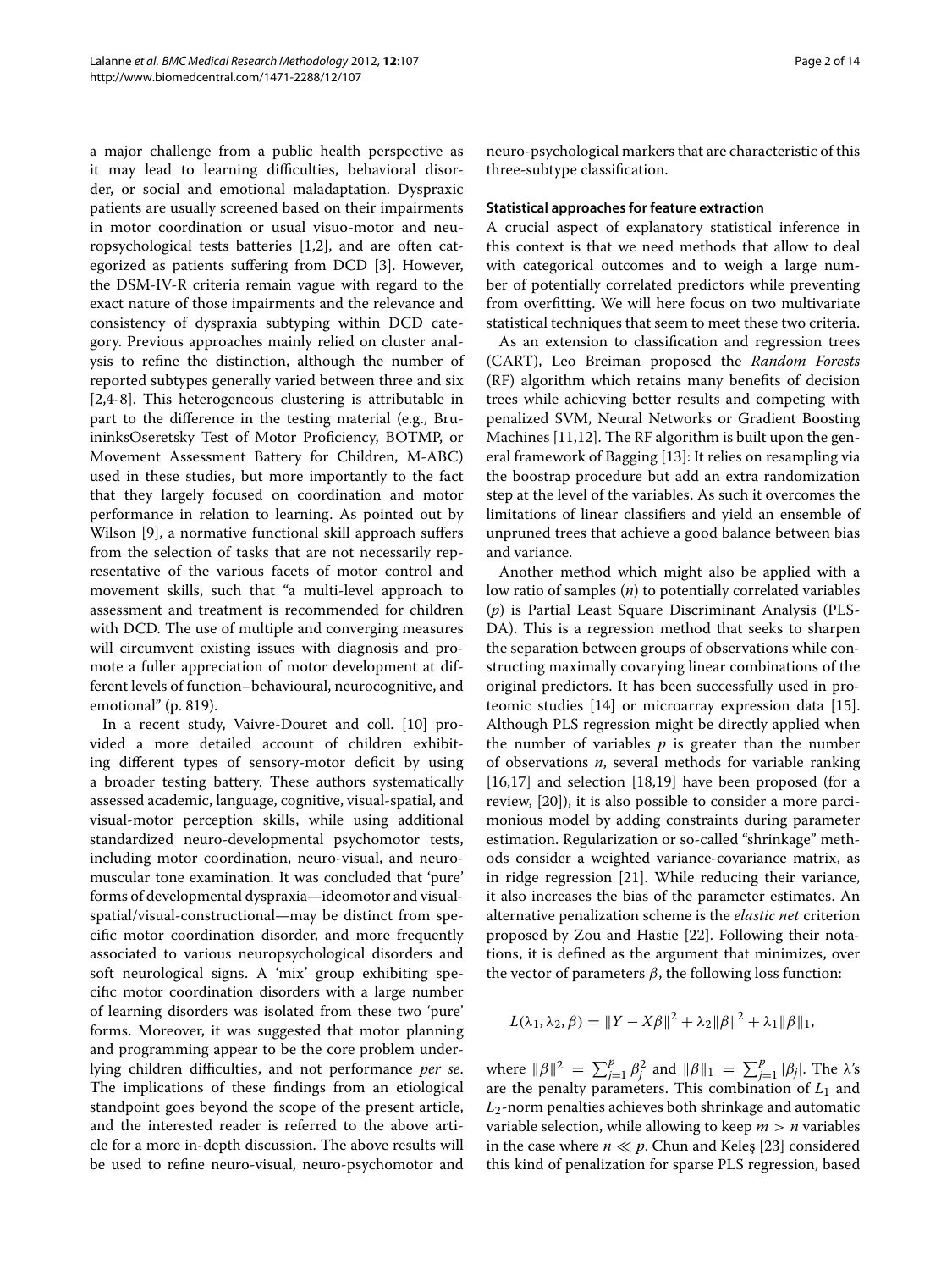a major challenge from a public health perspective as it may lead to learning difficulties, behavioral disorder, or social and emotional maladaptation. Dyspraxic patients are usually screened based on their impairments in motor coordination or usual visuo-motor and neuropsychological tests batteries [1,2], and are often categorized as patients suffering from DCD [3]. However, the DSM-IV-R criteria remain vague with regard to the exact nature of those impairments and the relevance and consistency of dyspraxia subtyping within DCD category. Previous approaches mainly relied on cluster analysis to refine the distinction, although the number of reported subtypes generally varied between three and six [2,4-8]. This heterogeneous clustering is attributable in part to the difference in the testing material (e.g., BruininksOseretsky Test of Motor Proficiency, BOTMP, or Movement Assessment Battery for Children, M-ABC) used in these studies, but more importantly to the fact that they largely focused on coordination and motor performance in relation to learning. As pointed out by Wilson [9], a normative functional skill approach suffers from the selection of tasks that are not necessarily representative of the various facets of motor control and movement skills, such that "a multi-level approach to assessment and treatment is recommended for children with DCD. The use of multiple and converging measures will circumvent existing issues with diagnosis and promote a fuller appreciation of motor development at different levels of function–behavioural, neurocognitive, and emotional" (p. 819).

In a recent study, Vaivre-Douret and coll. [10] provided a more detailed account of children exhibiting different types of sensory-motor deficit by using a broader testing battery. These authors systematically assessed academic, language, cognitive, visual-spatial, and visual-motor perception skills, while using additional standardized neuro-developmental psychomotor tests, including motor coordination, neuro-visual, and neuromuscular tone examination. It was concluded that 'pure' forms of developmental dyspraxia—ideomotor and visual-spatial/visual-constructional—may be distinct from specific motor coordination disorder, and more frequently associated to various neuropsychological disorders and soft neurological signs. A 'mix' group exhibiting specific motor coordination disorders with a large number of learning disorders was isolated from these two 'pure' forms. Moreover, it was suggested that motor planning and programming appear to be the core problem underlying children difficulties, and not performance *per se*. The implications of these findings from an etiological standpoint goes beyond the scope of the present article, and the interested reader is referred to the above article for a more in-depth discussion. The above results will be used to refine neuro-visual, neuro-psychomotor and neuro-psychological markers that are characteristic of this three-subtype classification.

#### Statistical approaches for feature extraction

A crucial aspect of explanatory statistical inference in this context is that we need methods that allow to deal with categorical outcomes and to weigh a large number of potentially correlated predictors while preventing from overfitting. We will here focus on two multivariate statistical techniques that seem to meet these two criteria.

As an extension to classification and regression trees (CART), Leo Breiman proposed the *Random Forests* (RF) algorithm which retains many benefits of decision trees while achieving better results and competing with penalized SVM, Neural Networks or Gradient Boosting Machines [11,12]. The RF algorithm is built upon the general framework of Bagging [13]: It relies on resampling via the boostrap procedure but add an extra randomization step at the level of the variables. As such it overcomes the limitations of linear classifiers and yield an ensemble of unpruned trees that achieve a good balance between bias and variance.

Another method which might also be applied with a low ratio of samples ($n$) to potentially correlated variables ($p$) is Partial Least Square Discriminant Analysis (PLS-DA). This is a regression method that seeks to sharpen the separation between groups of observations while constructing maximally covarying linear combinations of the original predictors. It has been successfully used in proteomic studies [14] or microarray expression data [15]. Although PLS regression might be directly applied when the number of variables $p$ is greater than the number of observations $n$, several methods for variable ranking [16,17] and selection [18,19] have been proposed (for a review, [20]), it is also possible to consider a more parcimonious model by adding constraints during parameter estimation. Regularization or so-called "shrinkage" methods consider a weighted variance-covariance matrix, as in ridge regression [21]. While reducing their variance, it also increases the bias of the parameter estimates. An alternative penalization scheme is the *elastic net* criterion proposed by Zou and Hastie [22]. Following their notations, it is defined as the argument that minimizes, over the vector of parameters $\beta$, the following loss function:

$$L(\lambda_1, \lambda_2, \beta) = \|Y - X\beta\|^2 + \lambda_2\|\beta\|^2 + \lambda_1\|\beta\|_1,$$

where $\|\beta\|^2 = \sum_{j=1}^{p} \beta_j^2$ and $\|\beta\|_1 = \sum_{j=1}^{p} |\beta_j|$. The $\lambda$'s are the penalty parameters. This combination of $L_1$ and $L_2$-norm penalties achieves both shrinkage and automatic variable selection, while allowing to keep $m > n$ variables in the case where $n \ll p$. Chun and Keleş [23] considered this kind of penalization for sparse PLS regression, based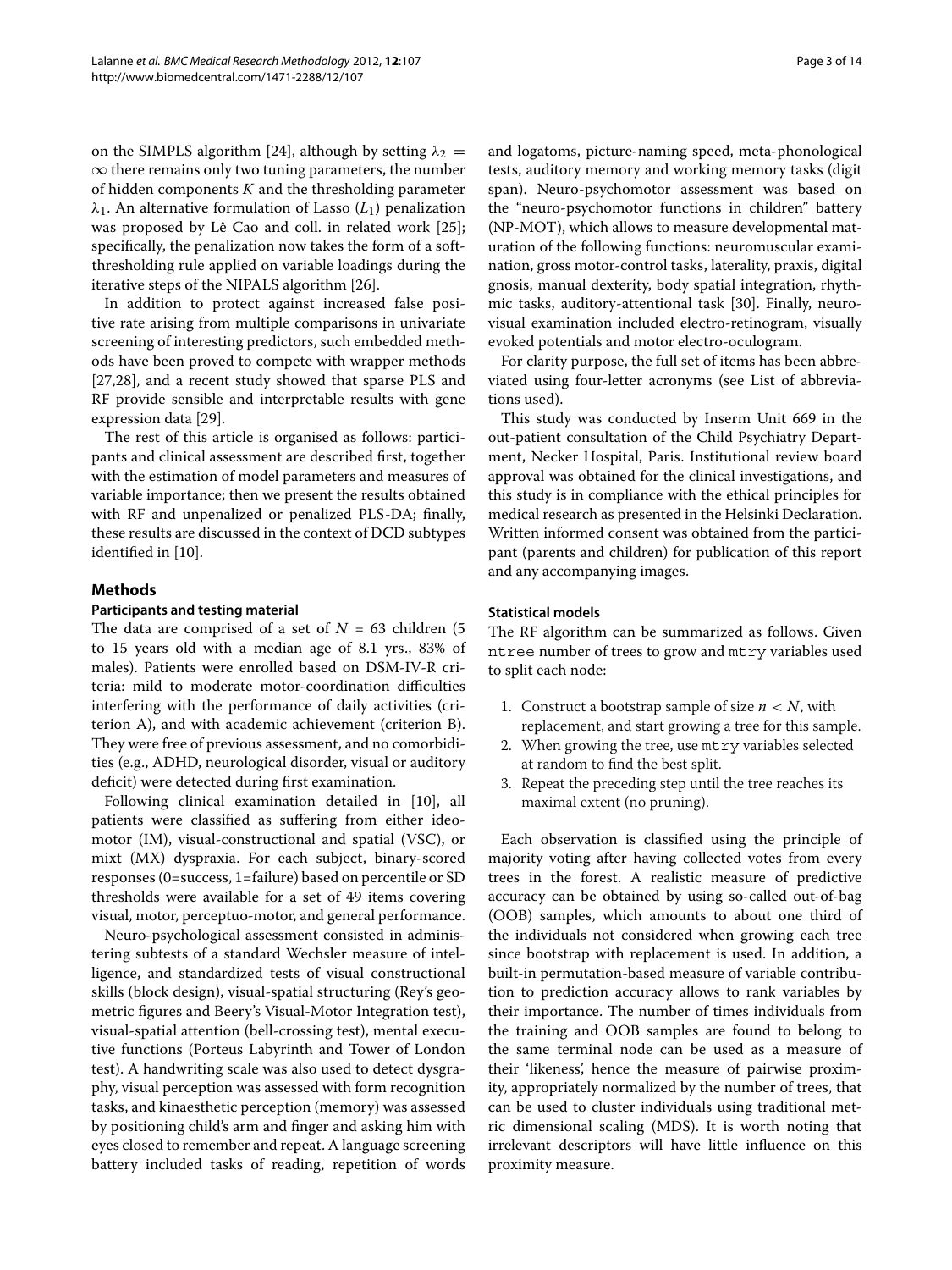on the SIMPLS algorithm [24], although by setting $\lambda_2 = \infty$ there remains only two tuning parameters, the number of hidden components $K$ and the thresholding parameter $\lambda_1$. An alternative formulation of Lasso ($L_1$) penalization was proposed by Lê Cao and coll. in related work [25]; specifically, the penalization now takes the form of a soft-thresholding rule applied on variable loadings during the iterative steps of the NIPALS algorithm [26].

In addition to protect against increased false positive rate arising from multiple comparisons in univariate screening of interesting predictors, such embedded methods have been proved to compete with wrapper methods [27,28], and a recent study showed that sparse PLS and RF provide sensible and interpretable results with gene expression data [29].

The rest of this article is organised as follows: participants and clinical assessment are described first, together with the estimation of model parameters and measures of variable importance; then we present the results obtained with RF and unpenalized or penalized PLS-DA; finally, these results are discussed in the context of DCD subtypes identified in [10].

## Methods

### Participants and testing material

The data are comprised of a set of $N = 63$ children (5 to 15 years old with a median age of 8.1 yrs., 83% of males). Patients were enrolled based on DSM-IV-R criteria: mild to moderate motor-coordination difficulties interfering with the performance of daily activities (criterion A), and with academic achievement (criterion B). They were free of previous assessment, and no comorbidities (e.g., ADHD, neurological disorder, visual or auditory deficit) were detected during first examination.

Following clinical examination detailed in [10], all patients were classified as suffering from either ideomotor (IM), visual-constructional and spatial (VSC), or mixt (MX) dyspraxia. For each subject, binary-scored responses (0=success, 1=failure) based on percentile or SD thresholds were available for a set of 49 items covering visual, motor, perceptuo-motor, and general performance.

Neuro-psychological assessment consisted in administering subtests of a standard Wechsler measure of intelligence, and standardized tests of visual constructional skills (block design), visual-spatial structuring (Rey's geometric figures and Beery's Visual-Motor Integration test), visual-spatial attention (bell-crossing test), mental executive functions (Porteus Labyrinth and Tower of London test). A handwriting scale was also used to detect dysgraphy, visual perception was assessed with form recognition tasks, and kinaesthetic perception (memory) was assessed by positioning child's arm and finger and asking him with eyes closed to remember and repeat. A language screening battery included tasks of reading, repetition of words and logatoms, picture-naming speed, meta-phonological tests, auditory memory and working memory tasks (digit span). Neuro-psychomotor assessment was based on the "neuro-psychomotor functions in children" battery (NP-MOT), which allows to measure developmental maturation of the following functions: neuromuscular examination, gross motor-control tasks, laterality, praxis, digital gnosis, manual dexterity, body spatial integration, rhythmic tasks, auditory-attentional task [30]. Finally, neurovisual examination included electro-retinogram, visually evoked potentials and motor electro-oculogram.

For clarity purpose, the full set of items has been abbreviated using four-letter acronyms (see List of abbreviations used).

This study was conducted by Inserm Unit 669 in the out-patient consultation of the Child Psychiatry Department, Necker Hospital, Paris. Institutional review board approval was obtained for the clinical investigations, and this study is in compliance with the ethical principles for medical research as presented in the Helsinki Declaration. Written informed consent was obtained from the participant (parents and children) for publication of this report and any accompanying images.

### Statistical models

The RF algorithm can be summarized as follows. Given `ntree` number of trees to grow and `mtry` variables used to split each node:

1. Construct a bootstrap sample of size $n < N$, with replacement, and start growing a tree for this sample.
2. When growing the tree, use `mtry` variables selected at random to find the best split.
3. Repeat the preceding step until the tree reaches its maximal extent (no pruning).

Each observation is classified using the principle of majority voting after having collected votes from every trees in the forest. A realistic measure of predictive accuracy can be obtained by using so-called out-of-bag (OOB) samples, which amounts to about one third of the individuals not considered when growing each tree since bootstrap with replacement is used. In addition, a built-in permutation-based measure of variable contribution to prediction accuracy allows to rank variables by their importance. The number of times individuals from the training and OOB samples are found to belong to the same terminal node can be used as a measure of their 'likeness', hence the measure of pairwise proximity, appropriately normalized by the number of trees, that can be used to cluster individuals using traditional metric dimensional scaling (MDS). It is worth noting that irrelevant descriptors will have little influence on this proximity measure.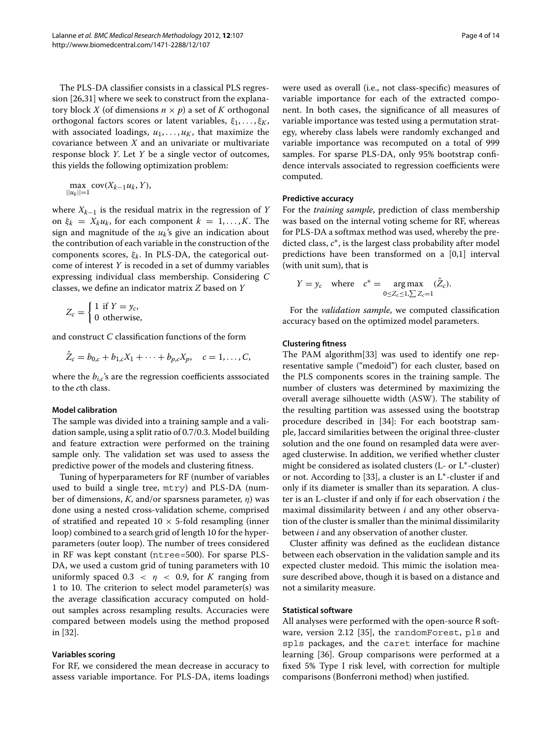The PLS-DA classifier consists in a classical PLS regression [26,31] where we seek to construct from the explanatory block $X$ (of dimensions $n \times p$) a set of $K$ orthogonal orthogonal factors scores or latent variables, $\xi_1, \ldots, \xi_K$, with associated loadings, $u_1, \ldots, u_K$, that maximize the covariance between $X$ and an univariate or multivariate response block $Y$. Let $Y$ be a single vector of outcomes, this yields the following optimization problem:

$$\max_{||u_k||=1} \text{cov}(X_{k-1}u_k, Y),$$

where $X_{k-1}$ is the residual matrix in the regression of $Y$ on $\xi_k = X_k u_k$, for each component $k = 1, \ldots, K$. The sign and magnitude of the $u_k$'s give an indication about the contribution of each variable in the construction of the components scores, $\xi_k$. In PLS-DA, the categorical outcome of interest $Y$ is recoded in a set of dummy variables expressing individual class membership. Considering $C$ classes, we define an indicator matrix $Z$ based on $Y$

$$Z_c = \begin{cases} 1 & \text{if } Y = y_c, \\ 0 & \text{otherwise,} \end{cases}$$

and construct $C$ classification functions of the form

$$\hat{Z}_c = b_{0,c} + b_{1,c}X_1 + \cdots + b_{p,c}X_p, \quad c = 1, \ldots, C,$$

where the $b_{i,c}$'s are the regression coefficients asssociated to the $c$th class.

#### Model calibration

The sample was divided into a training sample and a validation sample, using a split ratio of 0.7/0.3. Model building and feature extraction were performed on the training sample only. The validation set was used to assess the predictive power of the models and clustering fitness.

Tuning of hyperparameters for RF (number of variables used to build a single tree, `mtry`) and PLS-DA (number of dimensions, $K$, and/or sparsness parameter, $\eta$) was done using a nested cross-validation scheme, comprised of stratified and repeated $10 \times 5$-fold resampling (inner loop) combined to a search grid of length 10 for the hyperparameters (outer loop). The number of trees considered in RF was kept constant (`ntree=500`). For sparse PLS-DA, we used a custom grid of tuning parameters with 10 uniformly spaced $0.3 < \eta < 0.9$, for $K$ ranging from 1 to 10. The criterion to select model parameter(s) was the average classification accuracy computed on hold-out samples across resampling results. Accuracies were compared between models using the method proposed in [32].

#### Variables scoring

For RF, we considered the mean decrease in accuracy to assess variable importance. For PLS-DA, items loadings were used as overall (i.e., not class-specific) measures of variable importance for each of the extracted component. In both cases, the significance of all measures of variable importance was tested using a permutation strategy, whereby class labels were randomly exchanged and variable importance was recomputed on a total of 999 samples. For sparse PLS-DA, only 95% bootstrap confidence intervals associated to regression coefficients were computed.

#### Predictive accuracy

For the *training sample*, prediction of class membership was based on the internal voting scheme for RF, whereas for PLS-DA a softmax method was used, whereby the predicted class, $c^*$, is the largest class probability after model predictions have been transformed on a [0,1] interval (with unit sum), that is

$$Y = y_c \quad \text{where} \quad c^* = \underset{0 \leq Z_c \leq 1, \sum Z_c = 1}{\arg\max} \quad (\hat{Z}_c).$$

For the *validation sample*, we computed classification accuracy based on the optimized model parameters.

#### Clustering fitness

The PAM algorithm[33] was used to identify one representative sample ("medoid") for each cluster, based on the PLS components scores in the training sample. The number of clusters was determined by maximizing the overall average silhouette width (ASW). The stability of the resulting partition was assessed using the bootstrap procedure described in [34]: For each bootstrap sample, Jaccard similarities between the original three-cluster solution and the one found on resampled data were averaged clusterwise. In addition, we verified whether cluster might be considered as isolated clusters (L- or L$^*$-cluster) or not. According to [33], a cluster is an L$^*$-cluster if and only if its diameter is smaller than its separation. A cluster is an L-cluster if and only if for each observation $i$ the maximal dissimilarity between $i$ and any other observation of the cluster is smaller than the minimal dissimilarity between $i$ and any observation of another cluster.

Cluster affinity was defined as the euclidean distance between each observation in the validation sample and its expected cluster medoid. This mimic the isolation measure described above, though it is based on a distance and not a similarity measure.

#### Statistical software

All analyses were performed with the open-source R software, version 2.12 [35], the `randomForest`, `pls` and `spls` packages, and the `caret` interface for machine learning [36]. Group comparisons were performed at a fixed 5% Type I risk level, with correction for multiple comparisons (Bonferroni method) when justified.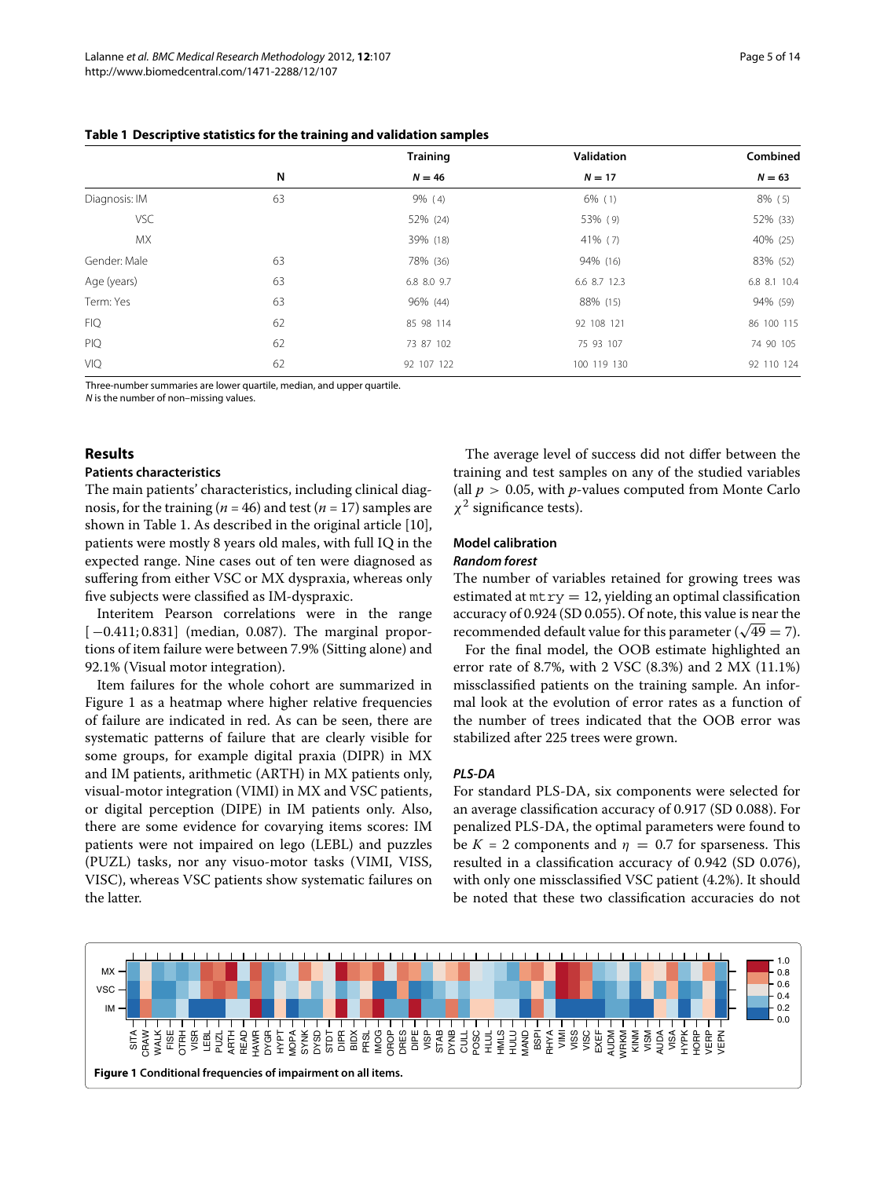**Table 1 Descriptive statistics for the training and validation samples**

| | N | Training $N = 46$ | Validation $N = 17$ | Combined $N = 63$ |
|---|---|---|---|---|
| Diagnosis: IM | 63 | 9% (4) | 6% (1) | 8% (5) |
| VSC | | 52% (24) | 53% (9) | 52% (33) |
| MX | | 39% (18) | 41% (7) | 40% (25) |
| Gender: Male | 63 | 78% (36) | 94% (16) | 83% (52) |
| Age (years) | 63 | 6.8 8.0 9.7 | 6.6 8.7 12.3 | 6.8 8.1 10.4 |
| Term: Yes | 63 | 96% (44) | 88% (15) | 94% (59) |
| FIQ | 62 | 85 98 114 | 92 108 121 | 86 100 115 |
| PIQ | 62 | 73 87 102 | 75 93 107 | 74 90 105 |
| VIQ | 62 | 92 107 122 | 100 119 130 | 92 110 124 |

Three-number summaries are lower quartile, median, and upper quartile.
*N* is the number of non–missing values.

## Results

### Patients characteristics

The main patients' characteristics, including clinical diagnosis, for the training ($n = 46$) and test ($n = 17$) samples are shown in Table 1. As described in the original article [10], patients were mostly 8 years old males, with full IQ in the expected range. Nine cases out of ten were diagnosed as suffering from either VSC or MX dyspraxia, whereas only five subjects were classified as IM-dyspraxic.

Interitem Pearson correlations were in the range $[-0.411; 0.831]$ (median, 0.087). The marginal proportions of item failure were between 7.9% (Sitting alone) and 92.1% (Visual motor integration).

Item failures for the whole cohort are summarized in Figure 1 as a heatmap where higher relative frequencies of failure are indicated in red. As can be seen, there are systematic patterns of failure that are clearly visible for some groups, for example digital praxia (DIPR) in MX and IM patients, arithmetic (ARTH) in MX patients only, visual-motor integration (VIMI) in MX and VSC patients, or digital perception (DIPE) in IM patients only. Also, there are some evidence for covarying items scores: IM patients were not impaired on lego (LEBL) and puzzles (PUZL) tasks, nor any visuo-motor tasks (VIMI, VISS, VISC), whereas VSC patients show systematic failures on the latter.

The average level of success did not differ between the training and test samples on any of the studied variables (all $p > 0.05$, with *p*-values computed from Monte Carlo $\chi^2$ significance tests).

### Model calibration

#### *Random forest*

The number of variables retained for growing trees was estimated at $\mathtt{mtry} = 12$, yielding an optimal classification accuracy of 0.924 (SD 0.055). Of note, this value is near the recommended default value for this parameter ($\sqrt{49} = 7$).

For the final model, the OOB estimate highlighted an error rate of 8.7%, with 2 VSC (8.3%) and 2 MX (11.1%) missclassified patients on the training sample. An informal look at the evolution of error rates as a function of the number of trees indicated that the OOB error was stabilized after 225 trees were grown.

#### *PLS-DA*

For standard PLS-DA, six components were selected for an average classification accuracy of 0.917 (SD 0.088). For penalized PLS-DA, the optimal parameters were found to be $K = 2$ components and $\eta = 0.7$ for sparseness. This resulted in a classification accuracy of 0.942 (SD 0.076), with only one missclassified VSC patient (4.2%). It should be noted that these two classification accuracies do not

**Figure 1 Conditional frequencies of impairment on all items.**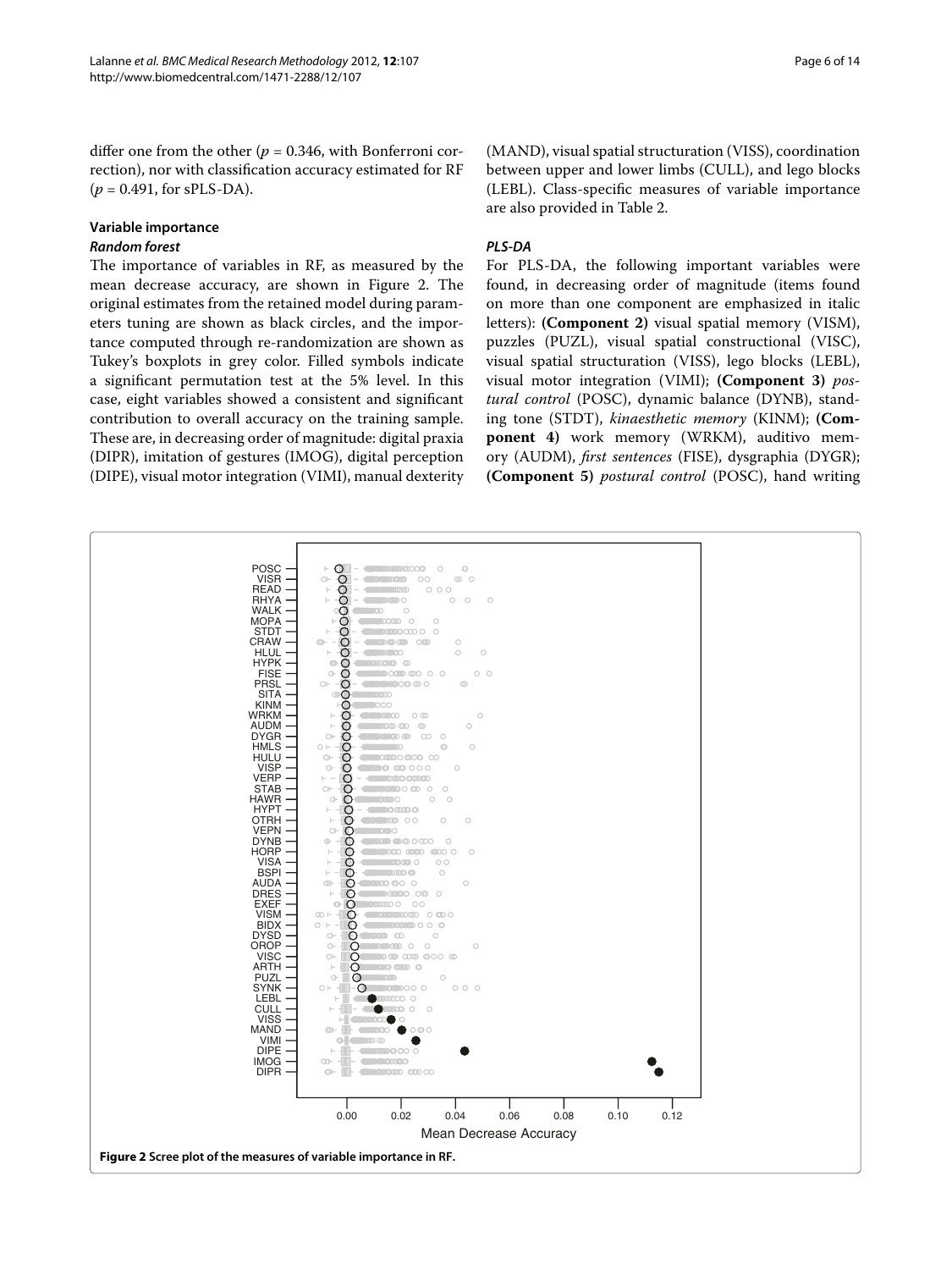differ one from the other ($p = 0.346$, with Bonferroni correction), nor with classification accuracy estimated for RF ($p = 0.491$, for sPLS-DA).

### Variable importance

#### *Random forest*

The importance of variables in RF, as measured by the mean decrease accuracy, are shown in Figure 2. The original estimates from the retained model during parameters tuning are shown as black circles, and the importance computed through re-randomization are shown as Tukey's boxplots in grey color. Filled symbols indicate a significant permutation test at the 5% level. In this case, eight variables showed a consistent and significant contribution to overall accuracy on the training sample. These are, in decreasing order of magnitude: digital praxia (DIPR), imitation of gestures (IMOG), digital perception (DIPE), visual motor integration (VIMI), manual dexterity (MAND), visual spatial structuration (VISS), coordination between upper and lower limbs (CULL), and lego blocks (LEBL). Class-specific measures of variable importance are also provided in Table 2.

#### *PLS-DA*

For PLS-DA, the following important variables were found, in decreasing order of magnitude (items found on more than one component are emphasized in italic letters): **(Component 2)** visual spatial memory (VISM), puzzles (PUZL), visual spatial constructional (VISC), visual spatial structuration (VISS), lego blocks (LEBL), visual motor integration (VIMI); **(Component 3)** *postural control* (POSC), dynamic balance (DYNB), standing tone (STDT), *kinaesthetic memory* (KINM); **(Component 4)** work memory (WRKM), auditivo memory (AUDM), *first sentences* (FISE), dysgraphia (DYGR); **(Component 5)** *postural control* (POSC), hand writing

**Figure 2 Scree plot of the measures of variable importance in RF.**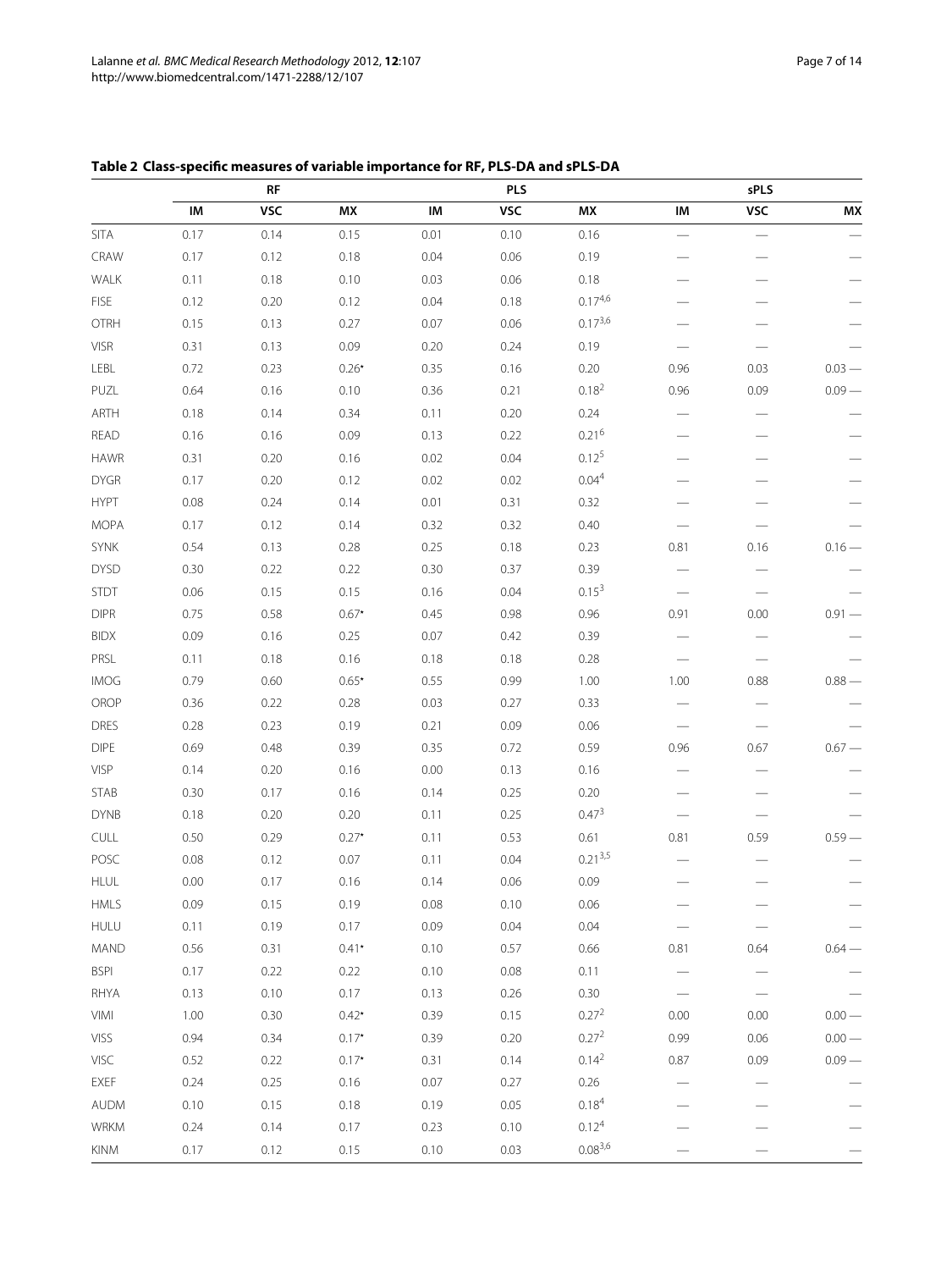**Table 2 Class-specific measures of variable importance for RF, PLS-DA and sPLS-DA**

| | RF | | | PLS | | | sPLS | | |
|---|---|---|---|---|---|---|---|---|---|
| | IM | VSC | MX | IM | VSC | MX | IM | VSC | MX |
| SITA | 0.17 | 0.14 | 0.15 | 0.01 | 0.10 | 0.16 | — | — | — |
| CRAW | 0.17 | 0.12 | 0.18 | 0.04 | 0.06 | 0.19 | — | — | — |
| WALK | 0.11 | 0.18 | 0.10 | 0.03 | 0.06 | 0.18 | — | — | — |
| FISE | 0.12 | 0.20 | 0.12 | 0.04 | 0.18 | 0.17[4,6] | — | — | — |
| OTRH | 0.15 | 0.13 | 0.27 | 0.07 | 0.06 | 0.17[3,6] | — | — | — |
| VISR | 0.31 | 0.13 | 0.09 | 0.20 | 0.24 | 0.19 | — | — | — |
| LEBL | 0.72 | 0.23 | 0.26• | 0.35 | 0.16 | 0.20 | 0.96 | 0.03 | 0.03 — |
| PUZL | 0.64 | 0.16 | 0.10 | 0.36 | 0.21 | 0.18[2] | 0.96 | 0.09 | 0.09 — |
| ARTH | 0.18 | 0.14 | 0.34 | 0.11 | 0.20 | 0.24 | — | — | — |
| READ | 0.16 | 0.16 | 0.09 | 0.13 | 0.22 | 0.21[6] | — | — | — |
| HAWR | 0.31 | 0.20 | 0.16 | 0.02 | 0.04 | 0.12[5] | — | — | — |
| DYGR | 0.17 | 0.20 | 0.12 | 0.02 | 0.02 | 0.04[4] | — | — | — |
| HYPT | 0.08 | 0.24 | 0.14 | 0.01 | 0.31 | 0.32 | — | — | — |
| MOPA | 0.17 | 0.12 | 0.14 | 0.32 | 0.32 | 0.40 | — | — | — |
| SYNK | 0.54 | 0.13 | 0.28 | 0.25 | 0.18 | 0.23 | 0.81 | 0.16 | 0.16 — |
| DYSD | 0.30 | 0.22 | 0.22 | 0.30 | 0.37 | 0.39 | — | — | — |
| STDT | 0.06 | 0.15 | 0.15 | 0.16 | 0.04 | 0.15[3] | — | — | — |
| DIPR | 0.75 | 0.58 | 0.67• | 0.45 | 0.98 | 0.96 | 0.91 | 0.00 | 0.91 — |
| BIDX | 0.09 | 0.16 | 0.25 | 0.07 | 0.42 | 0.39 | — | — | — |
| PRSL | 0.11 | 0.18 | 0.16 | 0.18 | 0.18 | 0.28 | — | — | — |
| IMOG | 0.79 | 0.60 | 0.65• | 0.55 | 0.99 | 1.00 | 1.00 | 0.88 | 0.88 — |
| OROP | 0.36 | 0.22 | 0.28 | 0.03 | 0.27 | 0.33 | — | — | — |
| DRES | 0.28 | 0.23 | 0.19 | 0.21 | 0.09 | 0.06 | — | — | — |
| DIPE | 0.69 | 0.48 | 0.39 | 0.35 | 0.72 | 0.59 | 0.96 | 0.67 | 0.67 — |
| VISP | 0.14 | 0.20 | 0.16 | 0.00 | 0.13 | 0.16 | — | — | — |
| STAB | 0.30 | 0.17 | 0.16 | 0.14 | 0.25 | 0.20 | — | — | — |
| DYNB | 0.18 | 0.20 | 0.20 | 0.11 | 0.25 | 0.47[3] | — | — | — |
| CULL | 0.50 | 0.29 | 0.27• | 0.11 | 0.53 | 0.61 | 0.81 | 0.59 | 0.59 — |
| POSC | 0.08 | 0.12 | 0.07 | 0.11 | 0.04 | 0.21[3,5] | — | — | — |
| HLUL | 0.00 | 0.17 | 0.16 | 0.14 | 0.06 | 0.09 | — | — | — |
| HMLS | 0.09 | 0.15 | 0.19 | 0.08 | 0.10 | 0.06 | — | — | — |
| HULU | 0.11 | 0.19 | 0.17 | 0.09 | 0.04 | 0.04 | — | — | — |
| MAND | 0.56 | 0.31 | 0.41• | 0.10 | 0.57 | 0.66 | 0.81 | 0.64 | 0.64 — |
| BSPI | 0.17 | 0.22 | 0.22 | 0.10 | 0.08 | 0.11 | — | — | — |
| RHYA | 0.13 | 0.10 | 0.17 | 0.13 | 0.26 | 0.30 | — | — | — |
| VIMI | 1.00 | 0.30 | 0.42• | 0.39 | 0.15 | 0.27[2] | 0.00 | 0.00 | 0.00 — |
| VISS | 0.94 | 0.34 | 0.17• | 0.39 | 0.20 | 0.27[2] | 0.99 | 0.06 | 0.00 — |
| VISC | 0.52 | 0.22 | 0.17• | 0.31 | 0.14 | 0.14[2] | 0.87 | 0.09 | 0.09 — |
| EXEF | 0.24 | 0.25 | 0.16 | 0.07 | 0.27 | 0.26 | — | — | — |
| AUDM | 0.10 | 0.15 | 0.18 | 0.19 | 0.05 | 0.18[4] | — | — | — |
| WRKM | 0.24 | 0.14 | 0.17 | 0.23 | 0.10 | 0.12[4] | — | — | — |
| KINM | 0.17 | 0.12 | 0.15 | 0.10 | 0.03 | 0.08[3,6] | — | — | — |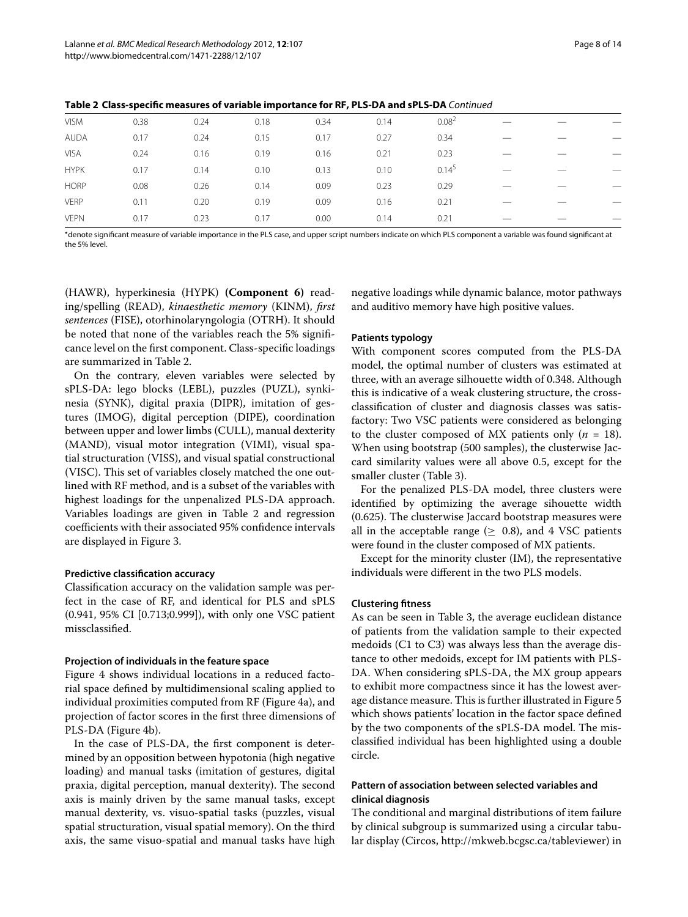**Table 2 Class-specific measures of variable importance for RF, PLS-DA and sPLS-DA** *Continued*

| | | | | | | | | | |
|---|---|---|---|---|---|---|---|---|---|
| VISM | 0.38 | 0.24 | 0.18 | 0.34 | 0.14 | 0.08[2] | — | — | — |
| AUDA | 0.17 | 0.24 | 0.15 | 0.17 | 0.27 | 0.34 | — | — | — |
| VISA | 0.24 | 0.16 | 0.19 | 0.16 | 0.21 | 0.23 | — | — | — |
| HYPK | 0.17 | 0.14 | 0.10 | 0.13 | 0.10 | 0.14[5] | — | — | — |
| HORP | 0.08 | 0.26 | 0.14 | 0.09 | 0.23 | 0.29 | — | — | — |
| VERP | 0.11 | 0.20 | 0.19 | 0.09 | 0.16 | 0.21 | — | — | — |
| VEPN | 0.17 | 0.23 | 0.17 | 0.00 | 0.14 | 0.21 | — | — | — |

*denote significant measure of variable importance in the PLS case, and upper script numbers indicate on which PLS component a variable was found significant at the 5% level.

(HAWR), hyperkinesia (HYPK) **(Component 6)** reading/spelling (READ), *kinaesthetic memory* (KINM), *first sentences* (FISE), otorhinolaryngologia (OTRH). It should be noted that none of the variables reach the 5% significance level on the first component. Class-specific loadings are summarized in Table 2.

On the contrary, eleven variables were selected by sPLS-DA: lego blocks (LEBL), puzzles (PUZL), synkinesia (SYNK), digital praxia (DIPR), imitation of gestures (IMOG), digital perception (DIPE), coordination between upper and lower limbs (CULL), manual dexterity (MAND), visual motor integration (VIMI), visual spatial structuration (VISS), and visual spatial constructional (VISC). This set of variables closely matched the one outlined with RF method, and is a subset of the variables with highest loadings for the unpenalized PLS-DA approach. Variables loadings are given in Table 2 and regression coefficients with their associated 95% confidence intervals are displayed in Figure 3.

#### Predictive classification accuracy

Classification accuracy on the validation sample was perfect in the case of RF, and identical for PLS and sPLS (0.941, 95% CI [0.713;0.999]), with only one VSC patient missclassified.

#### Projection of individuals in the feature space

Figure 4 shows individual locations in a reduced factorial space defined by multidimensional scaling applied to individual proximities computed from RF (Figure 4a), and projection of factor scores in the first three dimensions of PLS-DA (Figure 4b).

In the case of PLS-DA, the first component is determined by an opposition between hypotonia (high negative loading) and manual tasks (imitation of gestures, digital praxia, digital perception, manual dexterity). The second axis is mainly driven by the same manual tasks, except manual dexterity, vs. visuo-spatial tasks (puzzles, visual spatial structuration, visual spatial memory). On the third axis, the same visuo-spatial and manual tasks have high negative loadings while dynamic balance, motor pathways and auditivo memory have high positive values.

#### Patients typology

With component scores computed from the PLS-DA model, the optimal number of clusters was estimated at three, with an average silhouette width of 0.348. Although this is indicative of a weak clustering structure, the cross-classification of cluster and diagnosis classes was satisfactory: Two VSC patients were considered as belonging to the cluster composed of MX patients only ($n$ = 18). When using bootstrap (500 samples), the clusterwise Jaccard similarity values were all above 0.5, except for the smaller cluster (Table 3).

For the penalized PLS-DA model, three clusters were identified by optimizing the average sihouette width (0.625). The clusterwise Jaccard bootstrap measures were all in the acceptable range ($\geq$ 0.8), and 4 VSC patients were found in the cluster composed of MX patients.

Except for the minority cluster (IM), the representative individuals were different in the two PLS models.

#### Clustering fitness

As can be seen in Table 3, the average euclidean distance of patients from the validation sample to their expected medoids (C1 to C3) was always less than the average distance to other medoids, except for IM patients with PLS-DA. When considering sPLS-DA, the MX group appears to exhibit more compactness since it has the lowest average distance measure. This is further illustrated in Figure 5 which shows patients' location in the factor space defined by the two components of the sPLS-DA model. The misclassified individual has been highlighted using a double circle.

#### Pattern of association between selected variables and clinical diagnosis

The conditional and marginal distributions of item failure by clinical subgroup is summarized using a circular tabular display (Circos, http://mkweb.bcgsc.ca/tableviewer) in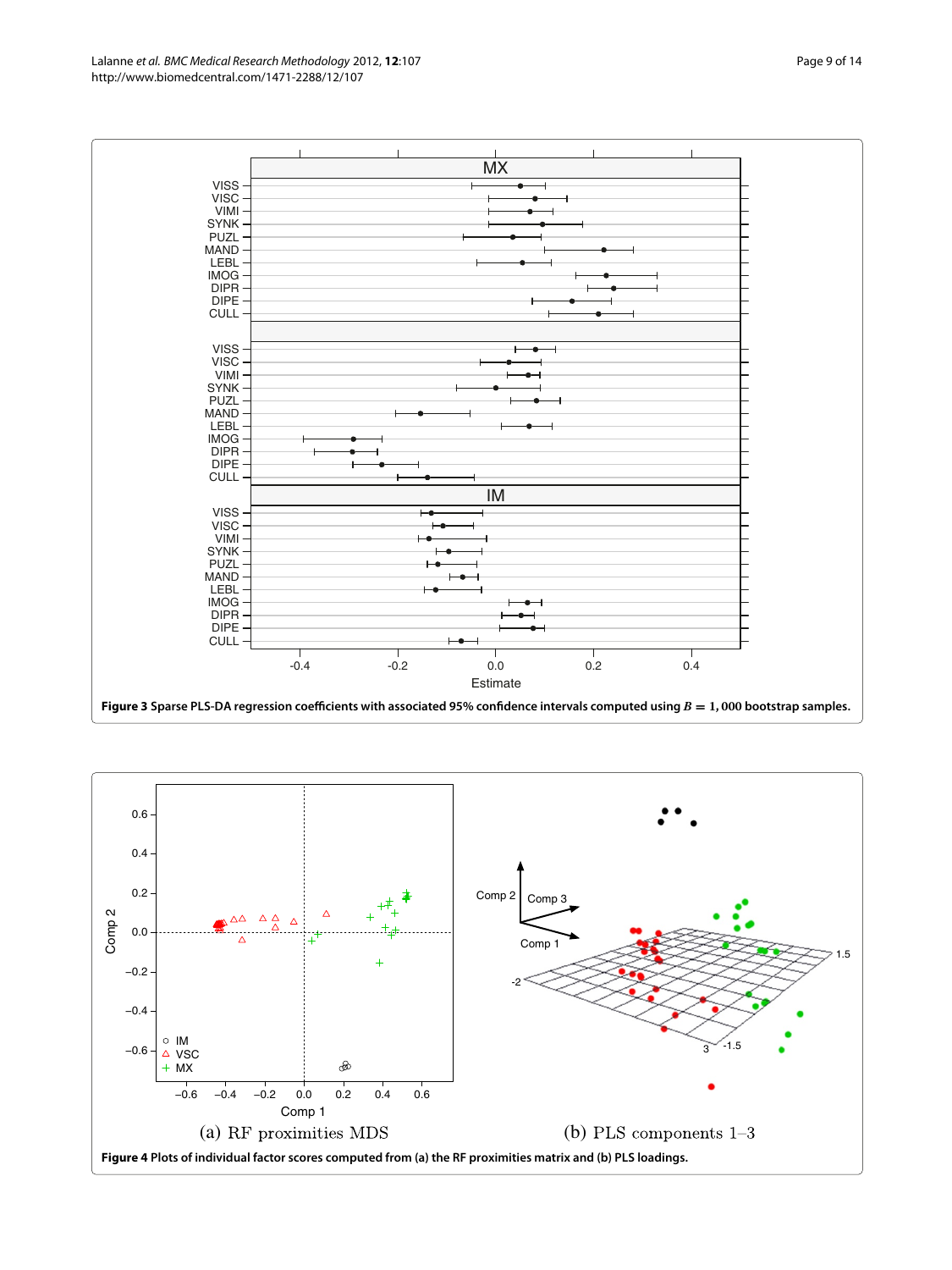**Figure 3 Sparse PLS-DA regression coefficients with associated 95% confidence intervals computed using $B = 1,000$ bootstrap samples.**

(a) RF proximities MDS

(b) PLS components 1–3

**Figure 4 Plots of individual factor scores computed from (a) the RF proximities matrix and (b) PLS loadings.**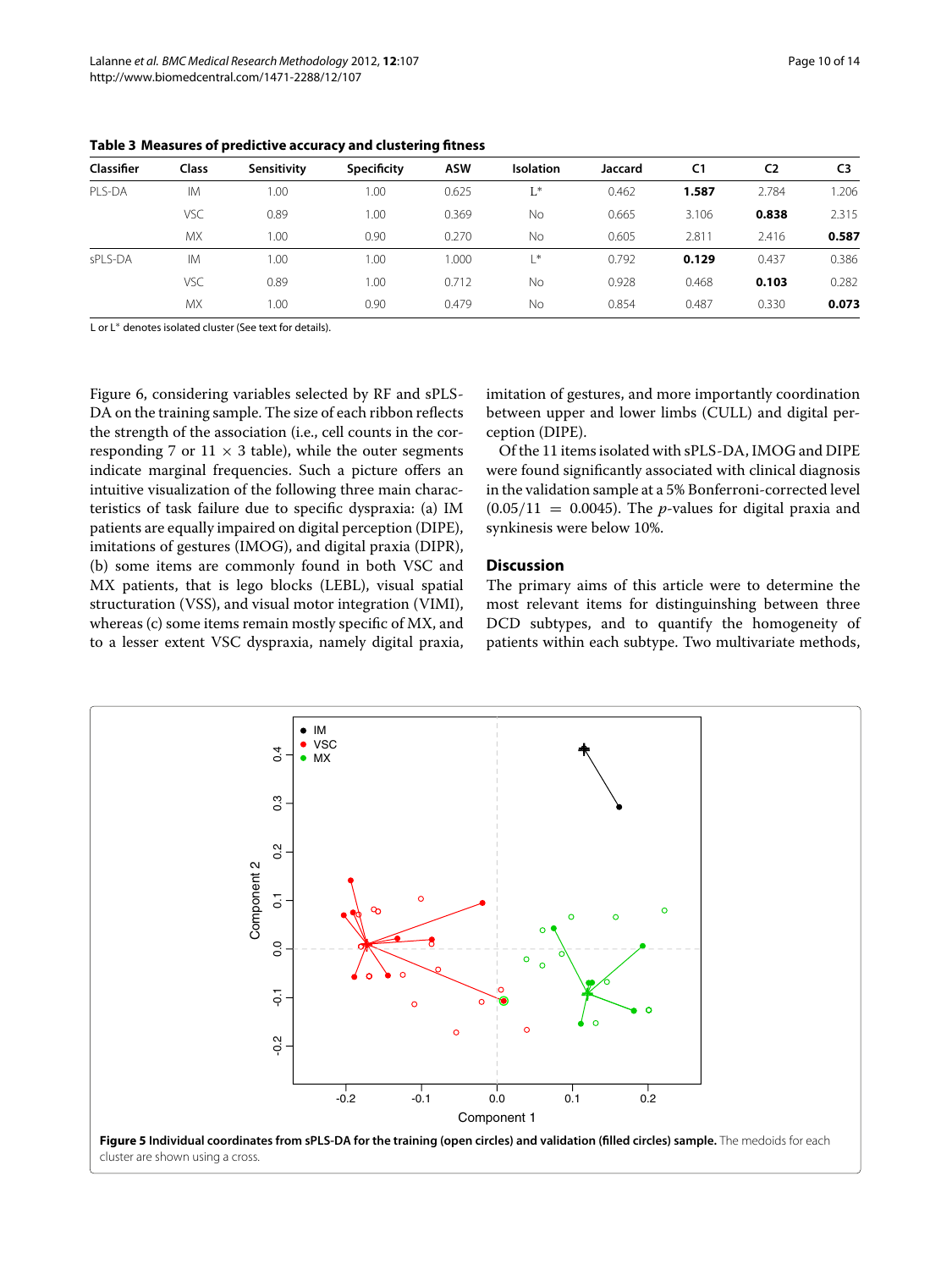**Table 3 Measures of predictive accuracy and clustering fitness**

| Classifier | Class | Sensitivity | Specificity | ASW | Isolation | Jaccard | C1 | C2 | C3 |
|---|---|---|---|---|---|---|---|---|---|
| PLS-DA | IM | 1.00 | 1.00 | 0.625 | L* | 0.462 | **1.587** | 2.784 | 1.206 |
| | VSC | 0.89 | 1.00 | 0.369 | No | 0.665 | 3.106 | **0.838** | 2.315 |
| | MX | 1.00 | 0.90 | 0.270 | No | 0.605 | 2.811 | 2.416 | **0.587** |
| sPLS-DA | IM | 1.00 | 1.00 | 1.000 | L* | 0.792 | **0.129** | 0.437 | 0.386 |
| | VSC | 0.89 | 1.00 | 0.712 | No | 0.928 | 0.468 | **0.103** | 0.282 |
| | MX | 1.00 | 0.90 | 0.479 | No | 0.854 | 0.487 | 0.330 | **0.073** |

L or L* denotes isolated cluster (See text for details).

Figure 6, considering variables selected by RF and sPLS-DA on the training sample. The size of each ribbon reflects the strength of the association (i.e., cell counts in the corresponding 7 or 11 × 3 table), while the outer segments indicate marginal frequencies. Such a picture offers an intuitive visualization of the following three main characteristics of task failure due to specific dyspraxia: (a) IM patients are equally impaired on digital perception (DIPE), imitations of gestures (IMOG), and digital praxia (DIPR), (b) some items are commonly found in both VSC and MX patients, that is lego blocks (LEBL), visual spatial structuration (VSS), and visual motor integration (VIMI), whereas (c) some items remain mostly specific of MX, and to a lesser extent VSC dyspraxia, namely digital praxia, imitation of gestures, and more importantly coordination between upper and lower limbs (CULL) and digital perception (DIPE).

Of the 11 items isolated with sPLS-DA, IMOG and DIPE were found significantly associated with clinical diagnosis in the validation sample at a 5% Bonferroni-corrected level ($0.05/11 = 0.0045$). The $p$-values for digital praxia and synkinesis were below 10%.

## Discussion

The primary aims of this article were to determine the most relevant items for distinguishing between three DCD subtypes, and to quantify the homogeneity of patients within each subtype. Two multivariate methods,

**Figure 5 Individual coordinates from sPLS-DA for the training (open circles) and validation (filled circles) sample.** The medoids for each cluster are shown using a cross.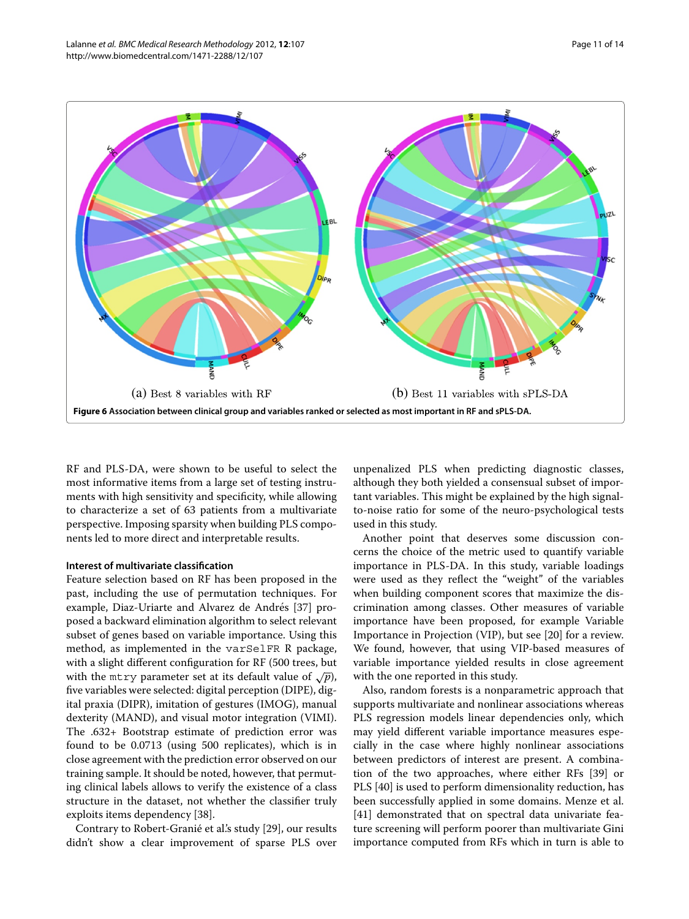(a) Best 8 variables with RF

(b) Best 11 variables with sPLS-DA

**Figure 6 Association between clinical group and variables ranked or selected as most important in RF and sPLS-DA.**

RF and PLS-DA, were shown to be useful to select the most informative items from a large set of testing instruments with high sensitivity and specificity, while allowing to characterize a set of 63 patients from a multivariate perspective. Imposing sparsity when building PLS components led to more direct and interpretable results.

#### Interest of multivariate classification

Feature selection based on RF has been proposed in the past, including the use of permutation techniques. For example, Diaz-Uriarte and Alvarez de Andrés [37] proposed a backward elimination algorithm to select relevant subset of genes based on variable importance. Using this method, as implemented in the `varSelFR` R package, with a slight different configuration for RF (500 trees, but with the `mtry` parameter set at its default value of $\sqrt{p}$), five variables were selected: digital perception (DIPE), digital praxia (DIPR), imitation of gestures (IMOG), manual dexterity (MAND), and visual motor integration (VIMI). The .632+ Bootstrap estimate of prediction error was found to be 0.0713 (using 500 replicates), which is in close agreement with the prediction error observed on our training sample. It should be noted, however, that permuting clinical labels allows to verify the existence of a class structure in the dataset, not whether the classifier truly exploits items dependency [38].

Contrary to Robert-Granié et al.'s study [29], our results didn't show a clear improvement of sparse PLS over unpenalized PLS when predicting diagnostic classes, although they both yielded a consensual subset of important variables. This might be explained by the high signal-to-noise ratio for some of the neuro-psychological tests used in this study.

Another point that deserves some discussion concerns the choice of the metric used to quantify variable importance in PLS-DA. In this study, variable loadings were used as they reflect the "weight" of the variables when building component scores that maximize the discrimination among classes. Other measures of variable importance have been proposed, for example Variable Importance in Projection (VIP), but see [20] for a review. We found, however, that using VIP-based measures of variable importance yielded results in close agreement with the one reported in this study.

Also, random forests is a nonparametric approach that supports multivariate and nonlinear associations whereas PLS regression models linear dependencies only, which may yield different variable importance measures especially in the case where highly nonlinear associations between predictors of interest are present. A combination of the two approaches, where either RFs [39] or PLS [40] is used to perform dimensionality reduction, has been successfully applied in some domains. Menze et al. [41] demonstrated that on spectral data univariate feature screening will perform poorer than multivariate Gini importance computed from RFs which in turn is able to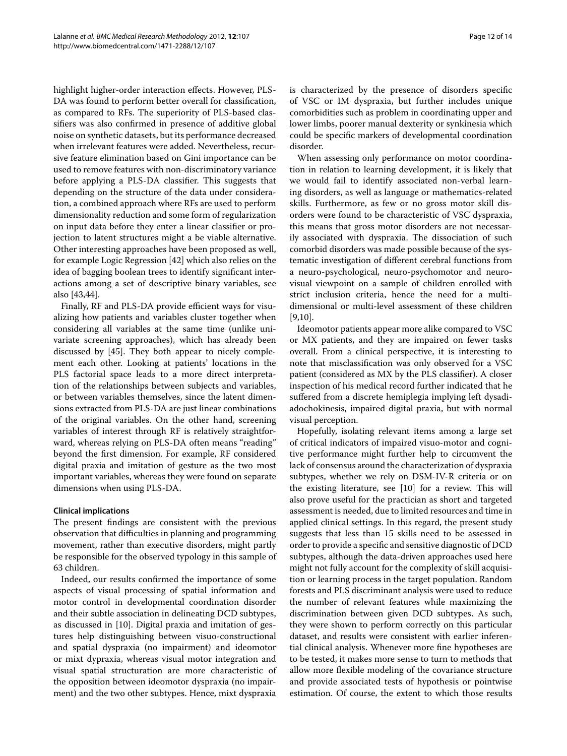highlight higher-order interaction effects. However, PLS-DA was found to perform better overall for classification, as compared to RFs. The superiority of PLS-based classifiers was also confirmed in presence of additive global noise on synthetic datasets, but its performance decreased when irrelevant features were added. Nevertheless, recursive feature elimination based on Gini importance can be used to remove features with non-discriminatory variance before applying a PLS-DA classifier. This suggests that depending on the structure of the data under consideration, a combined approach where RFs are used to perform dimensionality reduction and some form of regularization on input data before they enter a linear classifier or projection to latent structures might a be viable alternative. Other interesting approaches have been proposed as well, for example Logic Regression [42] which also relies on the idea of bagging boolean trees to identify significant interactions among a set of descriptive binary variables, see also [43,44].

Finally, RF and PLS-DA provide efficient ways for visualizing how patients and variables cluster together when considering all variables at the same time (unlike univariate screening approaches), which has already been discussed by [45]. They both appear to nicely complement each other. Looking at patients' locations in the PLS factorial space leads to a more direct interpretation of the relationships between subjects and variables, or between variables themselves, since the latent dimensions extracted from PLS-DA are just linear combinations of the original variables. On the other hand, screening variables of interest through RF is relatively straightforward, whereas relying on PLS-DA often means "reading" beyond the first dimension. For example, RF considered digital praxia and imitation of gesture as the two most important variables, whereas they were found on separate dimensions when using PLS-DA.

### Clinical implications

The present findings are consistent with the previous observation that difficulties in planning and programming movement, rather than executive disorders, might partly be responsible for the observed typology in this sample of 63 children.

Indeed, our results confirmed the importance of some aspects of visual processing of spatial information and motor control in developmental coordination disorder and their subtle association in delineating DCD subtypes, as discussed in [10]. Digital praxia and imitation of gestures help distinguishing between visuo-constructional and spatial dyspraxia (no impairment) and ideomotor or mixt dypraxia, whereas visual motor integration and visual spatial structuration are more characteristic of the opposition between ideomotor dyspraxia (no impairment) and the two other subtypes. Hence, mixt dyspraxia is characterized by the presence of disorders specific of VSC or IM dyspraxia, but further includes unique comorbidities such as problem in coordinating upper and lower limbs, poorer manual dexterity or synkinesia which could be specific markers of developmental coordination disorder.

When assessing only performance on motor coordination in relation to learning development, it is likely that we would fail to identify associated non-verbal learning disorders, as well as language or mathematics-related skills. Furthermore, as few or no gross motor skill disorders were found to be characteristic of VSC dyspraxia, this means that gross motor disorders are not necessarily associated with dyspraxia. The dissociation of such comorbid disorders was made possible because of the systematic investigation of different cerebral functions from a neuro-psychological, neuro-psychomotor and neuro-visual viewpoint on a sample of children enrolled with strict inclusion criteria, hence the need for a multi-dimensional or multi-level assessment of these children [9,10].

Ideomotor patients appear more alike compared to VSC or MX patients, and they are impaired on fewer tasks overall. From a clinical perspective, it is interesting to note that misclassification was only observed for a VSC patient (considered as MX by the PLS classifier). A closer inspection of his medical record further indicated that he suffered from a discrete hemiplegia implying left dysdiadochokinesis, impaired digital praxia, but with normal visual perception.

Hopefully, isolating relevant items among a large set of critical indicators of impaired visuo-motor and cognitive performance might further help to circumvent the lack of consensus around the characterization of dyspraxia subtypes, whether we rely on DSM-IV-R criteria or on the existing literature, see [10] for a review. This will also prove useful for the practician as short and targeted assessment is needed, due to limited resources and time in applied clinical settings. In this regard, the present study suggests that less than 15 skills need to be assessed in order to provide a specific and sensitive diagnostic of DCD subtypes, although the data-driven approaches used here might not fully account for the complexity of skill acquisition or learning process in the target population. Random forests and PLS discriminant analysis were used to reduce the number of relevant features while maximizing the discrimination between given DCD subtypes. As such, they were shown to perform correctly on this particular dataset, and results were consistent with earlier inferential clinical analysis. Whenever more fine hypotheses are to be tested, it makes more sense to turn to methods that allow more flexible modeling of the covariance structure and provide associated tests of hypothesis or pointwise estimation. Of course, the extent to which those results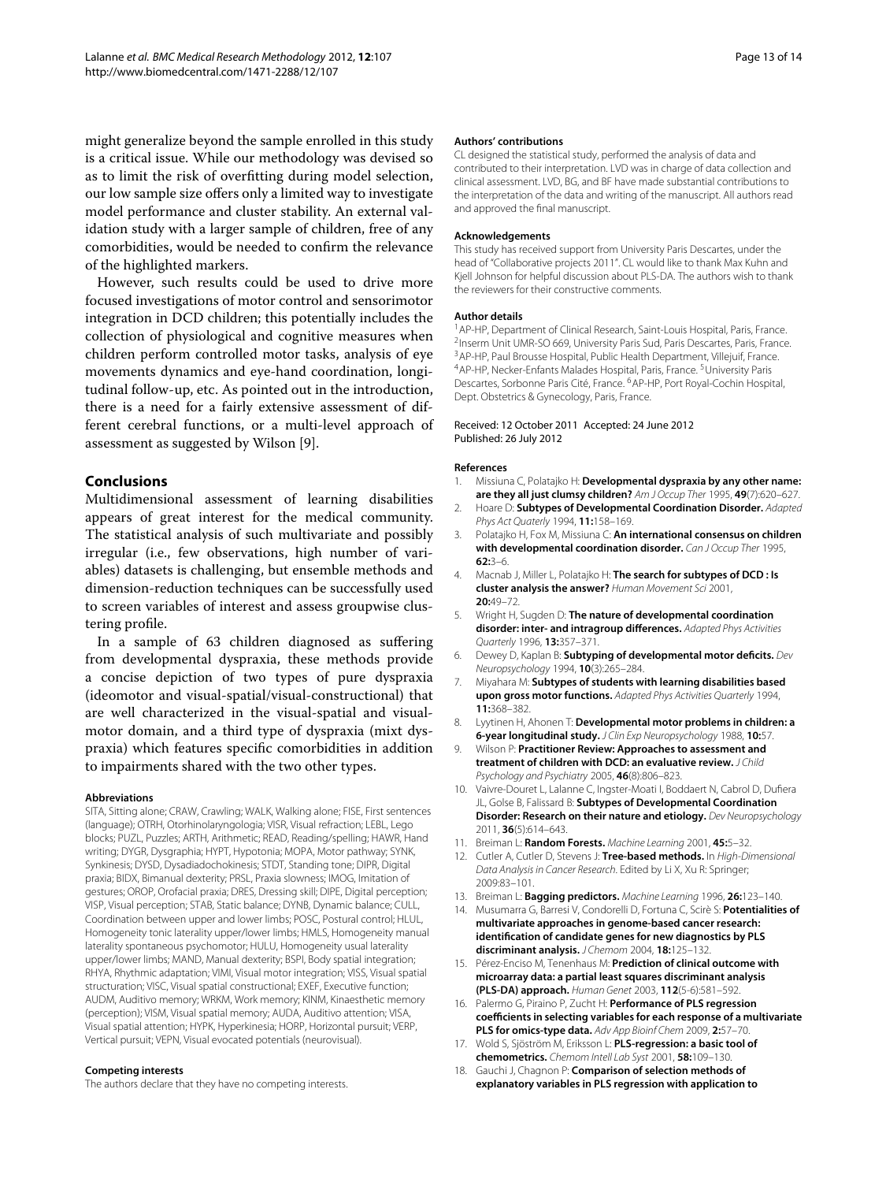might generalize beyond the sample enrolled in this study is a critical issue. While our methodology was devised so as to limit the risk of overfitting during model selection, our low sample size offers only a limited way to investigate model performance and cluster stability. An external validation study with a larger sample of children, free of any comorbidities, would be needed to confirm the relevance of the highlighted markers.

However, such results could be used to drive more focused investigations of motor control and sensorimotor integration in DCD children; this potentially includes the collection of physiological and cognitive measures when children perform controlled motor tasks, analysis of eye movements dynamics and eye-hand coordination, longitudinal follow-up, etc. As pointed out in the introduction, there is a need for a fairly extensive assessment of different cerebral functions, or a multi-level approach of assessment as suggested by Wilson [9].

## Conclusions

Multidimensional assessment of learning disabilities appears of great interest for the medical community. The statistical analysis of such multivariate and possibly irregular (i.e., few observations, high number of variables) datasets is challenging, but ensemble methods and dimension-reduction techniques can be successfully used to screen variables of interest and assess groupwise clustering profile.

In a sample of 63 children diagnosed as suffering from developmental dyspraxia, these methods provide a concise depiction of two types of pure dyspraxia (ideomotor and visual-spatial/visual-constructional) that are well characterized in the visual-spatial and visual-motor domain, and a third type of dyspraxia (mixt dyspraxia) which features specific comorbidities in addition to impairments shared with the two other types.

#### Abbreviations

SITA, Sitting alone; CRAW, Crawling; WALK, Walking alone; FISE, First sentences (language); OTRH, Otorhinolaryngologia; VISR, Visual refraction; LEBL, Lego blocks; PUZL, Puzzles; ARTH, Arithmetic; READ, Reading/spelling; HAWR, Hand writing; DYGR, Dysgraphia; HYPT, Hypotonia; MOPA, Motor pathway; SYNK, Synkinesis; DYSD, Dysadiadochokinesis; STDT, Standing tone; DIPR, Digital praxia; BIDX, Bimanual dexterity; PRSL, Praxia slowness; IMOG, Imitation of gestures; OROP, Orofacial praxia; DRES, Dressing skill; DIPE, Digital perception; VISP, Visual perception; STAB, Static balance; DYNB, Dynamic balance; CULL, Coordination between upper and lower limbs; POSC, Postural control; HLUL, Homogeneity tonic laterality upper/lower limbs; HMLS, Homogeneity manual laterality spontaneous psychomotor; HULU, Homogeneity usual laterality upper/lower limbs; MAND, Manual dexterity; BSPI, Body spatial integration; RHYA, Rhythmic adaptation; VIMI, Visual motor integration; VISS, Visual spatial structuration; VISC, Visual spatial constructional; EXEF, Executive function; AUDM, Auditivo memory; WRKM, Work memory; KINM, Kinaesthetic memory (perception); VISM, Visual spatial memory; AUDA, Auditivo attention; VISA, Visual spatial attention; HYPK, Hyperkinesia; HORP, Horizontal pursuit; VERP, Vertical pursuit; VEPN, Visual evocated potentials (neurovisual).

#### Competing interests

The authors declare that they have no competing interests.

#### Authors' contributions

CL designed the statistical study, performed the analysis of data and contributed to their interpretation. LVD was in charge of data collection and clinical assessment. LVD, BG, and BF have made substantial contributions to the interpretation of the data and writing of the manuscript. All authors read and approved the final manuscript.

#### Acknowledgements

This study has received support from University Paris Descartes, under the head of "Collaborative projects 2011". CL would like to thank Max Kuhn and Kjell Johnson for helpful discussion about PLS-DA. The authors wish to thank the reviewers for their constructive comments.

#### Author details

[1]AP-HP, Department of Clinical Research, Saint-Louis Hospital, Paris, France. [2]Inserm Unit UMR-SO 669, University Paris Sud, Paris Descartes, Paris, France. [3]AP-HP, Paul Brousse Hospital, Public Health Department, Villejuif, France. [4]AP-HP, Necker-Enfants Malades Hospital, Paris, France. [5]University Paris Descartes, Sorbonne Paris Cité, France. [6]AP-HP, Port Royal-Cochin Hospital, Dept. Obstetrics & Gynecology, Paris, France.

Received: 12 October 2011 Accepted: 24 June 2012
Published: 26 July 2012

#### References

1. Missiuna C, Polatajko H: **Developmental dyspraxia by any other name: are they all just clumsy children?** *Am J Occup Ther* 1995, **49**(7):620–627.
2. Hoare D: **Subtypes of Developmental Coordination Disorder.** *Adapted Phys Act Quaterly* 1994, **11:**158–169.
3. Polatajko H, Fox M, Missiuna C: **An international consensus on children with developmental coordination disorder.** *Can J Occup Ther* 1995, **62:**3–6.
4. Macnab J, Miller L, Polatajko H: **The search for subtypes of DCD : Is cluster analysis the answer?** *Human Movement Sci* 2001, **20:**49–72.
5. Wright H, Sugden D: **The nature of developmental coordination disorder: inter- and intragroup differences.** *Adapted Phys Activities Quarterly* 1996, **13:**357–371.
6. Dewey D, Kaplan B: **Subtyping of developmental motor deficits.** *Dev Neuropsychology* 1994, **10**(3):265–284.
7. Miyahara M: **Subtypes of students with learning disabilities based upon gross motor functions.** *Adapted Phys Activities Quarterly* 1994, **11:**368–382.
8. Lyytinen H, Ahonen T: **Developmental motor problems in children: a 6-year longitudinal study.** *J Clin Exp Neuropsychology* 1988, **10:**57.
9. Wilson P: **Practitioner Review: Approaches to assessment and treatment of children with DCD: an evaluative review.** *J Child Psychology and Psychiatry* 2005, **46**(8):806–823.
10. Vaivre-Douret L, Lalanne C, Ingster-Moati I, Boddaert N, Cabrol D, Dufiera JL, Golse B, Falissard B: **Subtypes of Developmental Coordination Disorder: Research on their nature and etiology.** *Dev Neuropsychology* 2011, **36**(5):614–643.
11. Breiman L: **Random Forests.** *Machine Learning* 2001, **45:**5–32.
12. Cutler A, Cutler D, Stevens J: **Tree-based methods.** In *High-Dimensional Data Analysis in Cancer Research*. Edited by Li X, Xu R: Springer; 2009:83–101.
13. Breiman L: **Bagging predictors.** *Machine Learning* 1996, **26:**123–140.
14. Musumarra G, Barresi V, Condorelli D, Fortuna C, Scirè S: **Potentialities of multivariate approaches in genome-based cancer research: identification of candidate genes for new diagnostics by PLS discriminant analysis.** *J Chemom* 2004, **18:**125–132.
15. Pérez-Enciso M, Tenenhaus M: **Prediction of clinical outcome with microarray data: a partial least squares discriminant analysis (PLS-DA) approach.** *Human Genet* 2003, **112**(5-6):581–592.
16. Palermo G, Piraino P, Zucht H: **Performance of PLS regression coefficients in selecting variables for each response of a multivariate PLS for omics-type data.** *Adv App Bioinf Chem* 2009, **2:**57–70.
17. Wold S, Sjöström M, Eriksson L: **PLS-regression: a basic tool of chemometrics.** *Chemom Intell Lab Syst* 2001, **58:**109–130.
18. Gauchi J, Chagnon P: **Comparison of selection methods of explanatory variables in PLS regression with application to**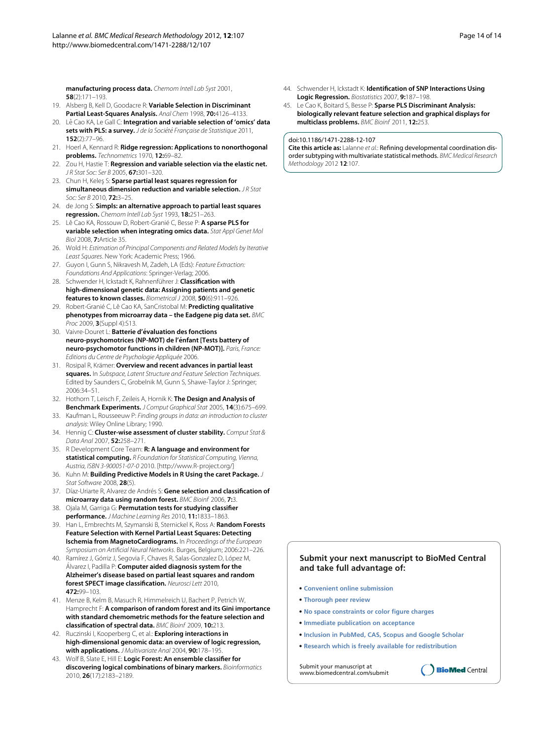manufacturing process data. *Chemom Intell Lab Syst* 2001, **58**(2):171–193.

19. Alsberg B, Kell D, Goodacre R: **Variable Selection in Discriminant Partial Least-Squares Analysis.** *Anal Chem* 1998, **70:**4126–4133.
20. Lê Cao KA, Le Gall C: **Integration and variable selection of 'omics' data sets with PLS: a survey.** *J de la Société Française de Statistique* 2011, **152**(2):77–96.
21. Hoerl A, Kennard R: **Ridge regression: Applications to nonorthogonal problems.** *Technometrics* 1970, **12:**69–82.
22. Zou H, Hastie T: **Regression and variable selection via the elastic net.** *J R Stat Soc: Ser B* 2005, **67:**301–320.
23. Chun H, Keleş S: **Sparse partial least squares regression for simultaneous dimension reduction and variable selection.** *J R Stat Soc: Ser B* 2010, **72:**3–25.
24. de Jong S: **Simpls: an alternative approach to partial least squares regression.** *Chemom Intell Lab Syst* 1993, **18:**251–263.
25. Lê Cao KA, Rossouw D, Robert-Granié C, Besse P: **A sparse PLS for variable selection when integrating omics data.** *Stat Appl Genet Mol Biol* 2008, **7:**Article 35.
26. Wold H: *Estimation of Principal Components and Related Models by Iterative Least Squares.* New York: Academic Press; 1966.
27. Guyon I, Gunn S, Nikravesh M, Zadeh, LA (Eds): *Feature Extraction: Foundations And Applications*: Springer-Verlag; 2006.
28. Schwender H, Ickstadt K, Rahnenführer J: **Classification with high-dimensional genetic data: Assigning patients and genetic features to known classes.** *Biometrical J* 2008, **50**(6):911–926.
29. Robert-Granié C, Lê Cao KA, SanCristobal M: **Predicting qualitative phenotypes from microarray data – the Eadgene pig data set.** *BMC Proc* 2009, **3**(Suppl 4):S13.
30. Vaivre-Douret L: **Batterie d'évaluation des fonctions neuro-psychomotrices (NP-MOT) de l'énfant [Tests battery of neuro-psychomotor functions in children (NP-MOT)].** *Paris, France: Editions du Centre de Psychologie Appliquée* 2006.
31. Rosipal R, Krämer: **Overview and recent advances in partial least squares.** In *Subspace, Latent Structure and Feature Selection Techniques.* Edited by Saunders C, Grobelnik M, Gunn S, Shawe-Taylor J: Springer; 2006:34–51.
32. Hothorn T, Leisch F, Zeileis A, Hornik K: **The Design and Analysis of Benchmark Experiments.** *J Comput Graphical Stat* 2005, **14**(3):675–699.
33. Kaufman L, Rousseeuw P: *Finding groups in data: an introduction to cluster analysis*: Wiley Online Library; 1990.
34. Hennig C: **Cluster-wise assessment of cluster stability.** *Comput Stat & Data Anal* 2007, **52:**258–271.
35. R Development Core Team: **R: A language and environment for statistical computing.** *R Foundation for Statistical Computing, Vienna, Austria, ISBN 3-900051-07-0* 2010. [http://www.R-project.org/]
36. Kuhn M: **Building Predictive Models in R Using the caret Package.** *J Stat Software* 2008, **28**(5).
37. Díaz-Uriarte R, Alvarez de Andrés S: **Gene selection and classification of microarray data using random forest.** *BMC Bioinf* 2006, **7:**3.
38. Ojala M, Garriga G: **Permutation tests for studying classifier performance.** *J Machine Learning Res* 2010, **11:**1833–1863.
39. Han L, Embrechts M, Szymanski B, Sternickel K, Ross A: **Random Forests Feature Selection with Kernel Partial Least Squares: Detecting Ischemia from MagnetoCardiograms.** In *Proceedings of the European Symposium on Artificial Neural Networks.* Burges, Belgium; 2006:221–226.
40. Ramírez J, Górriz J, Segovia F, Chaves R, Salas-Gonzalez D, López M, Álvarez I, Padilla P: **Computer aided diagnosis system for the Alzheimer's disease based on partial least squares and random forest SPECT image classification.** *Neurosci Lett* 2010, **472:**99–103.
41. Menze B, Kelm B, Masuch R, Himmelreich U, Bachert P, Petrich W, Hamprecht F: **A comparison of random forest and its Gini importance with standard chemometric methods for the feature selection and classification of spectral data.** *BMC Bioinf* 2009, **10:**213.
42. Ruczinski I, Kooperberg C, et al.: **Exploring interactions in high-dimensional genomic data: an overview of logic regression, with applications.** *J Multivariate Anal* 2004, **90:**178–195.
43. Wolf B, Slate E, Hill E: **Logic Forest: An ensemble classifier for discovering logical combinations of binary markers.** *Bioinformatics* 2010, **26**(17):2183–2189.
44. Schwender H, Ickstadt K: **Identification of SNP Interactions Using Logic Regression.** *Biostatistics* 2007, **9:**187–198.
45. Le Cao K, Boitard S, Besse P: **Sparse PLS Discriminant Analysis: biologically relevant feature selection and graphical displays for multiclass problems.** *BMC Bioinf* 2011, **12:**253.

doi:10.1186/1471-2288-12-107
**Cite this article as:** Lalanne *et al.*: Refining developmental coordination disorder subtyping with multivariate statistical methods. *BMC Medical Research Methodology* 2012 **12**:107.